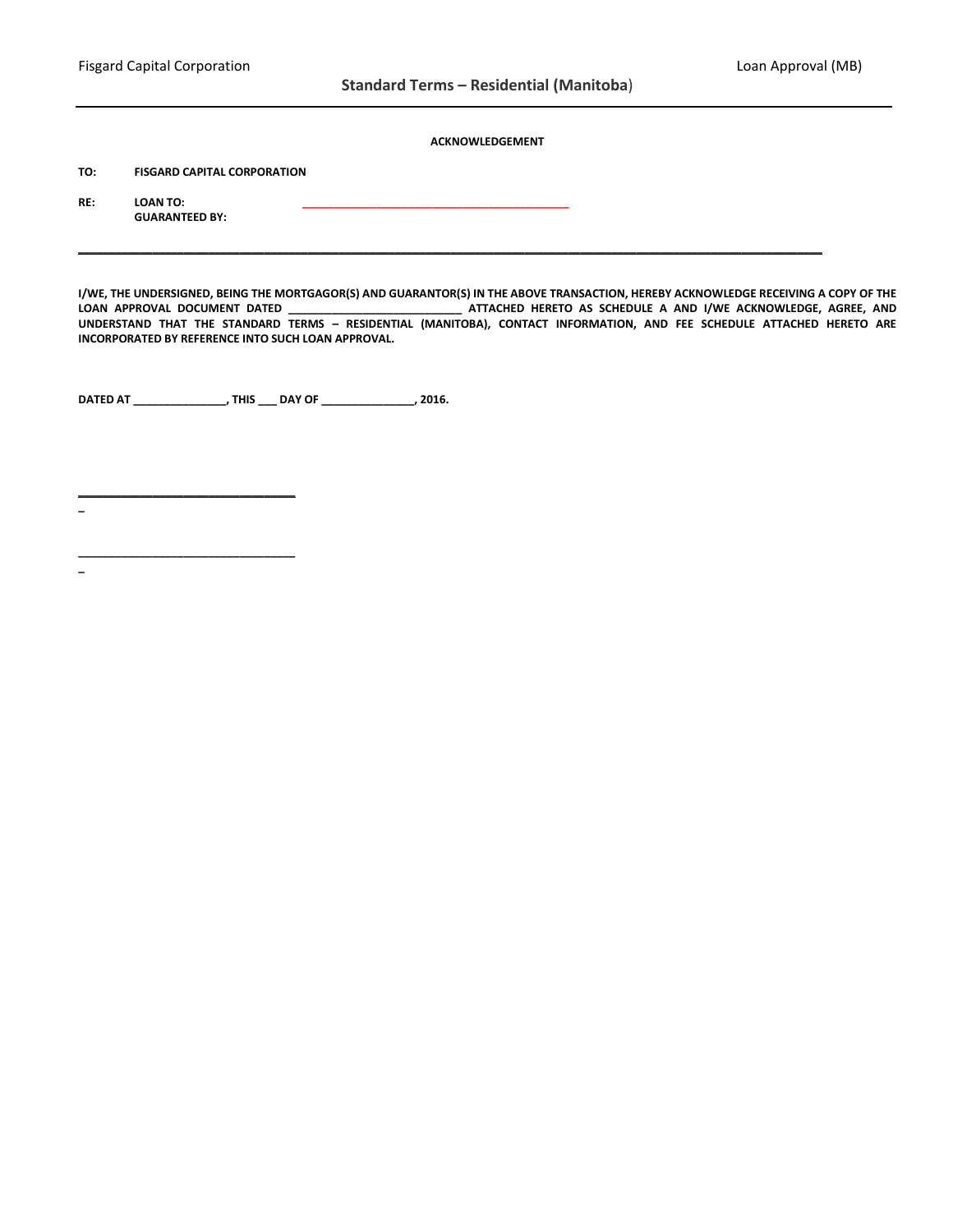**Standard Terms – Residential (Manitoba)**

**ACKNOWLEDGEMENT**

**TO:** **FISGARD CAPITAL CORPORATION**

**RE:** **LOAN TO:** ______________________________________
**GUARANTEED BY:**

______________________________________________________________________________________________

**I/WE, THE UNDERSIGNED, BEING THE MORTGAGOR(S) AND GUARANTOR(S) IN THE ABOVE TRANSACTION, HEREBY ACKNOWLEDGE RECEIVING A COPY OF THE LOAN APPROVAL DOCUMENT DATED ___________________________ ATTACHED HERETO AS SCHEDULE A AND I/WE ACKNOWLEDGE, AGREE, AND UNDERSTAND THAT THE STANDARD TERMS – RESIDENTIAL (MANITOBA), CONTACT INFORMATION, AND FEE SCHEDULE ATTACHED HERETO ARE INCORPORATED BY REFERENCE INTO SUCH LOAN APPROVAL.**

**DATED AT _______________, THIS ___ DAY OF _______________, 2016.**

_________________________________
_

_________________________________
_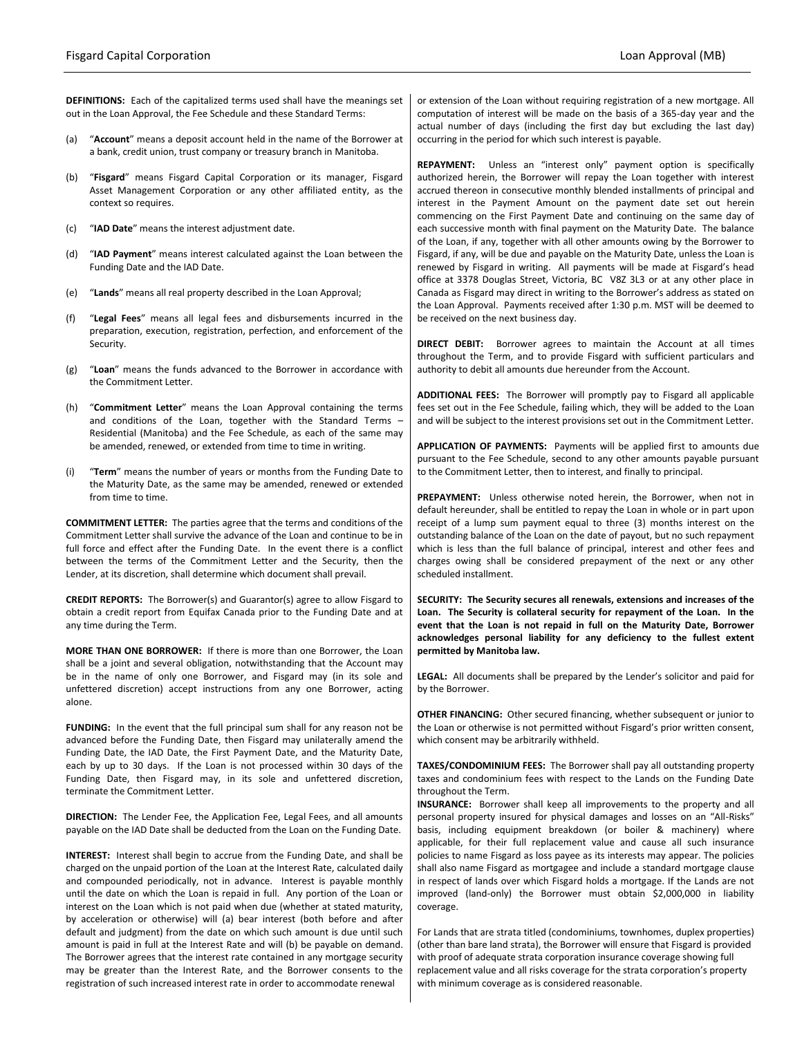**DEFINITIONS:** Each of the capitalized terms used shall have the meanings set out in the Loan Approval, the Fee Schedule and these Standard Terms:

(a) "**Account**" means a deposit account held in the name of the Borrower at a bank, credit union, trust company or treasury branch in Manitoba.

(b) "**Fisgard**" means Fisgard Capital Corporation or its manager, Fisgard Asset Management Corporation or any other affiliated entity, as the context so requires.

(c) "**IAD Date**" means the interest adjustment date.

(d) "**IAD Payment**" means interest calculated against the Loan between the Funding Date and the IAD Date.

(e) "**Lands**" means all real property described in the Loan Approval;

(f) "**Legal Fees**" means all legal fees and disbursements incurred in the preparation, execution, registration, perfection, and enforcement of the Security.

(g) "**Loan**" means the funds advanced to the Borrower in accordance with the Commitment Letter.

(h) "**Commitment Letter**" means the Loan Approval containing the terms and conditions of the Loan, together with the Standard Terms – Residential (Manitoba) and the Fee Schedule, as each of the same may be amended, renewed, or extended from time to time in writing.

(i) "**Term**" means the number of years or months from the Funding Date to the Maturity Date, as the same may be amended, renewed or extended from time to time.

**COMMITMENT LETTER:** The parties agree that the terms and conditions of the Commitment Letter shall survive the advance of the Loan and continue to be in full force and effect after the Funding Date. In the event there is a conflict between the terms of the Commitment Letter and the Security, then the Lender, at its discretion, shall determine which document shall prevail.

**CREDIT REPORTS:** The Borrower(s) and Guarantor(s) agree to allow Fisgard to obtain a credit report from Equifax Canada prior to the Funding Date and at any time during the Term.

**MORE THAN ONE BORROWER:** If there is more than one Borrower, the Loan shall be a joint and several obligation, notwithstanding that the Account may be in the name of only one Borrower, and Fisgard may (in its sole and unfettered discretion) accept instructions from any one Borrower, acting alone.

**FUNDING:** In the event that the full principal sum shall for any reason not be advanced before the Funding Date, then Fisgard may unilaterally amend the Funding Date, the IAD Date, the First Payment Date, and the Maturity Date, each by up to 30 days. If the Loan is not processed within 30 days of the Funding Date, then Fisgard may, in its sole and unfettered discretion, terminate the Commitment Letter.

**DIRECTION:** The Lender Fee, the Application Fee, Legal Fees, and all amounts payable on the IAD Date shall be deducted from the Loan on the Funding Date.

**INTEREST:** Interest shall begin to accrue from the Funding Date, and shall be charged on the unpaid portion of the Loan at the Interest Rate, calculated daily and compounded periodically, not in advance. Interest is payable monthly until the date on which the Loan is repaid in full. Any portion of the Loan or interest on the Loan which is not paid when due (whether at stated maturity, by acceleration or otherwise) will (a) bear interest (both before and after default and judgment) from the date on which such amount is due until such amount is paid in full at the Interest Rate and will (b) be payable on demand. The Borrower agrees that the interest rate contained in any mortgage security may be greater than the Interest Rate, and the Borrower consents to the registration of such increased interest rate in order to accommodate renewal or extension of the Loan without requiring registration of a new mortgage. All computation of interest will be made on the basis of a 365-day year and the actual number of days (including the first day but excluding the last day) occurring in the period for which such interest is payable.

**REPAYMENT:** Unless an "interest only" payment option is specifically authorized herein, the Borrower will repay the Loan together with interest accrued thereon in consecutive monthly blended installments of principal and interest in the Payment Amount on the payment date set out herein commencing on the First Payment Date and continuing on the same day of each successive month with final payment on the Maturity Date. The balance of the Loan, if any, together with all other amounts owing by the Borrower to Fisgard, if any, will be due and payable on the Maturity Date, unless the Loan is renewed by Fisgard in writing. All payments will be made at Fisgard's head office at 3378 Douglas Street, Victoria, BC V8Z 3L3 or at any other place in Canada as Fisgard may direct in writing to the Borrower's address as stated on the Loan Approval. Payments received after 1:30 p.m. MST will be deemed to be received on the next business day.

**DIRECT DEBIT:** Borrower agrees to maintain the Account at all times throughout the Term, and to provide Fisgard with sufficient particulars and authority to debit all amounts due hereunder from the Account.

**ADDITIONAL FEES:** The Borrower will promptly pay to Fisgard all applicable fees set out in the Fee Schedule, failing which, they will be added to the Loan and will be subject to the interest provisions set out in the Commitment Letter.

**APPLICATION OF PAYMENTS:** Payments will be applied first to amounts due pursuant to the Fee Schedule, second to any other amounts payable pursuant to the Commitment Letter, then to interest, and finally to principal.

**PREPAYMENT:** Unless otherwise noted herein, the Borrower, when not in default hereunder, shall be entitled to repay the Loan in whole or in part upon receipt of a lump sum payment equal to three (3) months interest on the outstanding balance of the Loan on the date of payout, but no such repayment which is less than the full balance of principal, interest and other fees and charges owing shall be considered prepayment of the next or any other scheduled installment.

**SECURITY: The Security secures all renewals, extensions and increases of the Loan. The Security is collateral security for repayment of the Loan. In the event that the Loan is not repaid in full on the Maturity Date, Borrower acknowledges personal liability for any deficiency to the fullest extent permitted by Manitoba law.**

**LEGAL:** All documents shall be prepared by the Lender's solicitor and paid for by the Borrower.

**OTHER FINANCING:** Other secured financing, whether subsequent or junior to the Loan or otherwise is not permitted without Fisgard's prior written consent, which consent may be arbitrarily withheld.

**TAXES/CONDOMINIUM FEES:** The Borrower shall pay all outstanding property taxes and condominium fees with respect to the Lands on the Funding Date throughout the Term.

**INSURANCE:** Borrower shall keep all improvements to the property and all personal property insured for physical damages and losses on an "All-Risks" basis, including equipment breakdown (or boiler & machinery) where applicable, for their full replacement value and cause all such insurance policies to name Fisgard as loss payee as its interests may appear. The policies shall also name Fisgard as mortgagee and include a standard mortgage clause in respect of lands over which Fisgard holds a mortgage. If the Lands are not improved (land-only) the Borrower must obtain $2,000,000 in liability coverage.

For Lands that are strata titled (condominiums, townhomes, duplex properties) (other than bare land strata), the Borrower will ensure that Fisgard is provided with proof of adequate strata corporation insurance coverage showing full replacement value and all risks coverage for the strata corporation's property with minimum coverage as is considered reasonable.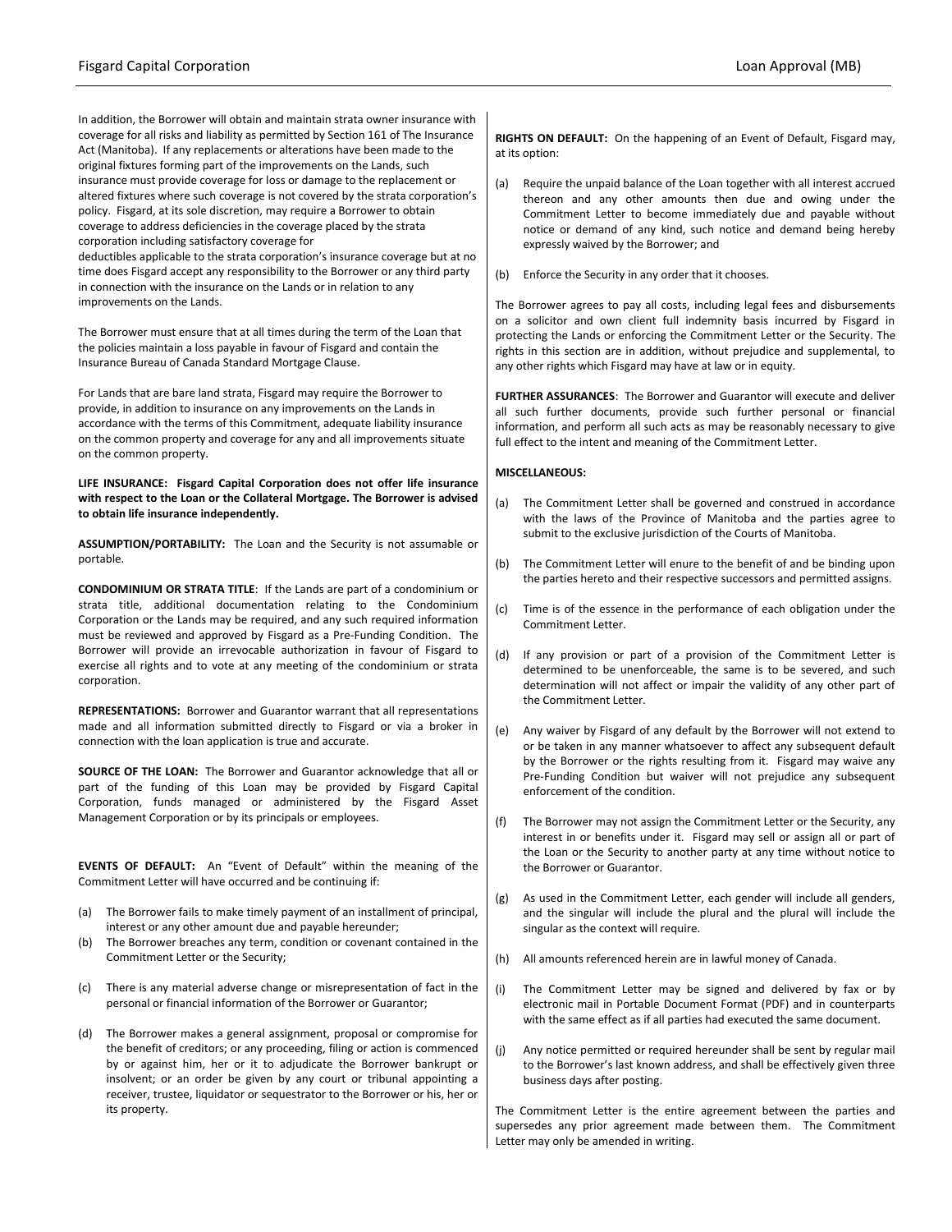In addition, the Borrower will obtain and maintain strata owner insurance with coverage for all risks and liability as permitted by Section 161 of The Insurance Act (Manitoba). If any replacements or alterations have been made to the original fixtures forming part of the improvements on the Lands, such insurance must provide coverage for loss or damage to the replacement or altered fixtures where such coverage is not covered by the strata corporation's policy. Fisgard, at its sole discretion, may require a Borrower to obtain coverage to address deficiencies in the coverage placed by the strata corporation including satisfactory coverage for deductibles applicable to the strata corporation's insurance coverage but at no time does Fisgard accept any responsibility to the Borrower or any third party in connection with the insurance on the Lands or in relation to any improvements on the Lands.

The Borrower must ensure that at all times during the term of the Loan that the policies maintain a loss payable in favour of Fisgard and contain the Insurance Bureau of Canada Standard Mortgage Clause.

For Lands that are bare land strata, Fisgard may require the Borrower to provide, in addition to insurance on any improvements on the Lands in accordance with the terms of this Commitment, adequate liability insurance on the common property and coverage for any and all improvements situate on the common property.

**LIFE INSURANCE: Fisgard Capital Corporation does not offer life insurance with respect to the Loan or the Collateral Mortgage. The Borrower is advised to obtain life insurance independently.**

**ASSUMPTION/PORTABILITY:** The Loan and the Security is not assumable or portable.

**CONDOMINIUM OR STRATA TITLE**: If the Lands are part of a condominium or strata title, additional documentation relating to the Condominium Corporation or the Lands may be required, and any such required information must be reviewed and approved by Fisgard as a Pre-Funding Condition. The Borrower will provide an irrevocable authorization in favour of Fisgard to exercise all rights and to vote at any meeting of the condominium or strata corporation.

**REPRESENTATIONS:** Borrower and Guarantor warrant that all representations made and all information submitted directly to Fisgard or via a broker in connection with the loan application is true and accurate.

**SOURCE OF THE LOAN:** The Borrower and Guarantor acknowledge that all or part of the funding of this Loan may be provided by Fisgard Capital Corporation, funds managed or administered by the Fisgard Asset Management Corporation or by its principals or employees.

**EVENTS OF DEFAULT:** An "Event of Default" within the meaning of the Commitment Letter will have occurred and be continuing if:

(a) The Borrower fails to make timely payment of an installment of principal, interest or any other amount due and payable hereunder;

(b) The Borrower breaches any term, condition or covenant contained in the Commitment Letter or the Security;

(c) There is any material adverse change or misrepresentation of fact in the personal or financial information of the Borrower or Guarantor;

(d) The Borrower makes a general assignment, proposal or compromise for the benefit of creditors; or any proceeding, filing or action is commenced by or against him, her or it to adjudicate the Borrower bankrupt or insolvent; or an order be given by any court or tribunal appointing a receiver, trustee, liquidator or sequestrator to the Borrower or his, her or its property.

**RIGHTS ON DEFAULT:** On the happening of an Event of Default, Fisgard may, at its option:

(a) Require the unpaid balance of the Loan together with all interest accrued thereon and any other amounts then due and owing under the Commitment Letter to become immediately due and payable without notice or demand of any kind, such notice and demand being hereby expressly waived by the Borrower; and

(b) Enforce the Security in any order that it chooses.

The Borrower agrees to pay all costs, including legal fees and disbursements on a solicitor and own client full indemnity basis incurred by Fisgard in protecting the Lands or enforcing the Commitment Letter or the Security. The rights in this section are in addition, without prejudice and supplemental, to any other rights which Fisgard may have at law or in equity.

**FURTHER ASSURANCES**: The Borrower and Guarantor will execute and deliver all such further documents, provide such further personal or financial information, and perform all such acts as may be reasonably necessary to give full effect to the intent and meaning of the Commitment Letter.

**MISCELLANEOUS:**

(a) The Commitment Letter shall be governed and construed in accordance with the laws of the Province of Manitoba and the parties agree to submit to the exclusive jurisdiction of the Courts of Manitoba.

(b) The Commitment Letter will enure to the benefit of and be binding upon the parties hereto and their respective successors and permitted assigns.

(c) Time is of the essence in the performance of each obligation under the Commitment Letter.

(d) If any provision or part of a provision of the Commitment Letter is determined to be unenforceable, the same is to be severed, and such determination will not affect or impair the validity of any other part of the Commitment Letter.

(e) Any waiver by Fisgard of any default by the Borrower will not extend to or be taken in any manner whatsoever to affect any subsequent default by the Borrower or the rights resulting from it. Fisgard may waive any Pre-Funding Condition but waiver will not prejudice any subsequent enforcement of the condition.

(f) The Borrower may not assign the Commitment Letter or the Security, any interest in or benefits under it. Fisgard may sell or assign all or part of the Loan or the Security to another party at any time without notice to the Borrower or Guarantor.

(g) As used in the Commitment Letter, each gender will include all genders, and the singular will include the plural and the plural will include the singular as the context will require.

(h) All amounts referenced herein are in lawful money of Canada.

(i) The Commitment Letter may be signed and delivered by fax or by electronic mail in Portable Document Format (PDF) and in counterparts with the same effect as if all parties had executed the same document.

(j) Any notice permitted or required hereunder shall be sent by regular mail to the Borrower's last known address, and shall be effectively given three business days after posting.

The Commitment Letter is the entire agreement between the parties and supersedes any prior agreement made between them. The Commitment Letter may only be amended in writing.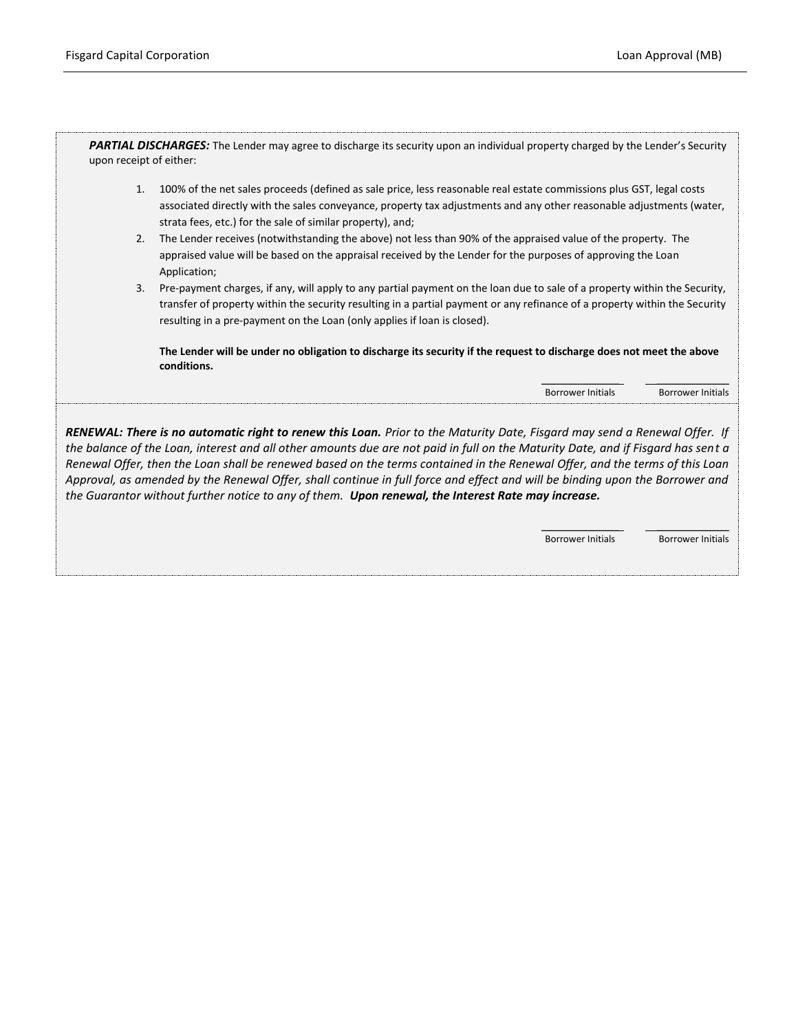***PARTIAL DISCHARGES:*** The Lender may agree to discharge its security upon an individual property charged by the Lender's Security upon receipt of either:

1. 100% of the net sales proceeds (defined as sale price, less reasonable real estate commissions plus GST, legal costs associated directly with the sales conveyance, property tax adjustments and any other reasonable adjustments (water, strata fees, etc.) for the sale of similar property), and;
2. The Lender receives (notwithstanding the above) not less than 90% of the appraised value of the property. The appraised value will be based on the appraisal received by the Lender for the purposes of approving the Loan Application;
3. Pre-payment charges, if any, will apply to any partial payment on the loan due to sale of a property within the Security, transfer of property within the security resulting in a partial payment or any refinance of a property within the Security resulting in a pre-payment on the Loan (only applies if loan is closed).

**The Lender will be under no obligation to discharge its security if the request to discharge does not meet the above conditions.**

\_\_\_\_\_\_\_\_\_\_\_\_ Borrower Initials　　\_\_\_\_\_\_\_\_\_\_\_\_ Borrower Initials

***RENEWAL: There is no automatic right to renew this Loan.*** *Prior to the Maturity Date, Fisgard may send a Renewal Offer. If the balance of the Loan, interest and all other amounts due are not paid in full on the Maturity Date, and if Fisgard has sent a Renewal Offer, then the Loan shall be renewed based on the terms contained in the Renewal Offer, and the terms of this Loan Approval, as amended by the Renewal Offer, shall continue in full force and effect and will be binding upon the Borrower and the Guarantor without further notice to any of them.* ***Upon renewal, the Interest Rate may increase.***

\_\_\_\_\_\_\_\_\_\_\_\_ Borrower Initials　　\_\_\_\_\_\_\_\_\_\_\_\_ Borrower Initials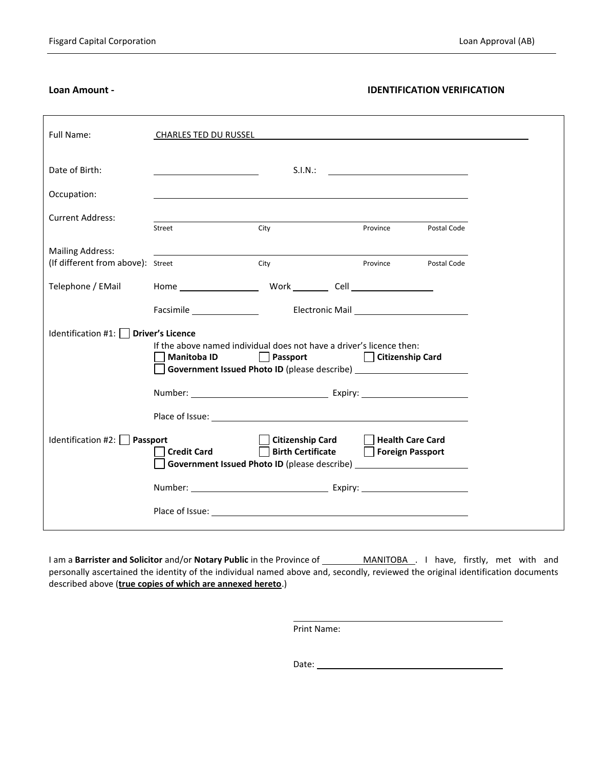**Loan Amount -**

**IDENTIFICATION VERIFICATION**

Full Name: CHARLES TED DU RUSSEL

Date of Birth: ____________ S.I.N.: ____________

Occupation: ____________

Current Address: ____________
Street City Province Postal Code

Mailing Address:
(If different from above): Street City Province Postal Code

Telephone / EMail: Home ____________ Work ________ Cell ____________

Facsimile ____________ Electronic Mail ____________

Identification #1: ☐ **Driver's Licence**

If the above named individual does not have a driver's licence then:

☐ **Manitoba ID** ☐ **Passport** ☐ **Citizenship Card**

☐ **Government Issued Photo ID** (please describe) ____________

Number: ____________ Expiry: ____________

Place of Issue: ____________

Identification #2: ☐ **Passport** ☐ **Citizenship Card** ☐ **Health Care Card**

☐ **Credit Card** ☐ **Birth Certificate** ☐ **Foreign Passport**

☐ **Government Issued Photo ID** (please describe) ____________

Number: ____________ Expiry: ____________

Place of Issue: ____________

I am a **Barrister and Solicitor** and/or **Notary Public** in the Province of MANITOBA. I have, firstly, met with and personally ascertained the identity of the individual named above and, secondly, reviewed the original identification documents described above (**true copies of which are annexed hereto**.)

____________
Print Name:

Date: ____________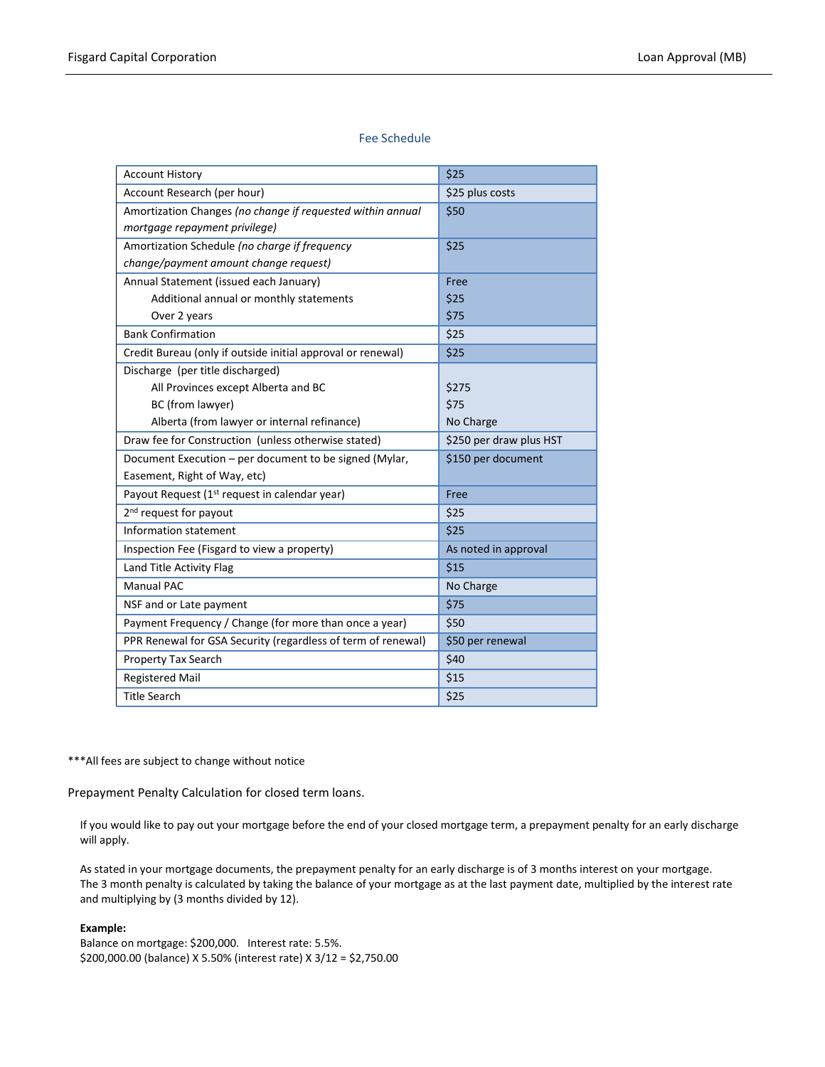## Fee Schedule

| | |
|---|---|
| Account History | $25 |
| Account Research (per hour) | $25 plus costs |
| Amortization Changes *(no change if requested within annual mortgage repayment privilege)* | $50 |
| Amortization Schedule *(no charge if frequency change/payment amount change request)* | $25 |
| Annual Statement (issued each January) | Free |
| Additional annual or monthly statements | $25 |
| Over 2 years | $75 |
| Bank Confirmation | $25 |
| Credit Bureau (only if outside initial approval or renewal) | $25 |
| Discharge (per title discharged) | |
| All Provinces except Alberta and BC | $275 |
| BC (from lawyer) | $75 |
| Alberta (from lawyer or internal refinance) | No Charge |
| Draw fee for Construction (unless otherwise stated) | $250 per draw plus HST |
| Document Execution – per document to be signed (Mylar, Easement, Right of Way, etc) | $150 per document |
| Payout Request (1st request in calendar year) | Free |
| 2nd request for payout | $25 |
| Information statement | $25 |
| Inspection Fee (Fisgard to view a property) | As noted in approval |
| Land Title Activity Flag | $15 |
| Manual PAC | No Charge |
| NSF and or Late payment | $75 |
| Payment Frequency / Change (for more than once a year) | $50 |
| PPR Renewal for GSA Security (regardless of term of renewal) | $50 per renewal |
| Property Tax Search | $40 |
| Registered Mail | $15 |
| Title Search | $25 |

***All fees are subject to change without notice

### Prepayment Penalty Calculation for closed term loans.

If you would like to pay out your mortgage before the end of your closed mortgage term, a prepayment penalty for an early discharge will apply.

As stated in your mortgage documents, the prepayment penalty for an early discharge is of 3 months interest on your mortgage. The 3 month penalty is calculated by taking the balance of your mortgage as at the last payment date, multiplied by the interest rate and multiplying by (3 months divided by 12).

**Example:**
Balance on mortgage: $200,000. Interest rate: 5.5%.
$200,000.00 (balance) X 5.50% (interest rate) X 3/12 = $2,750.00